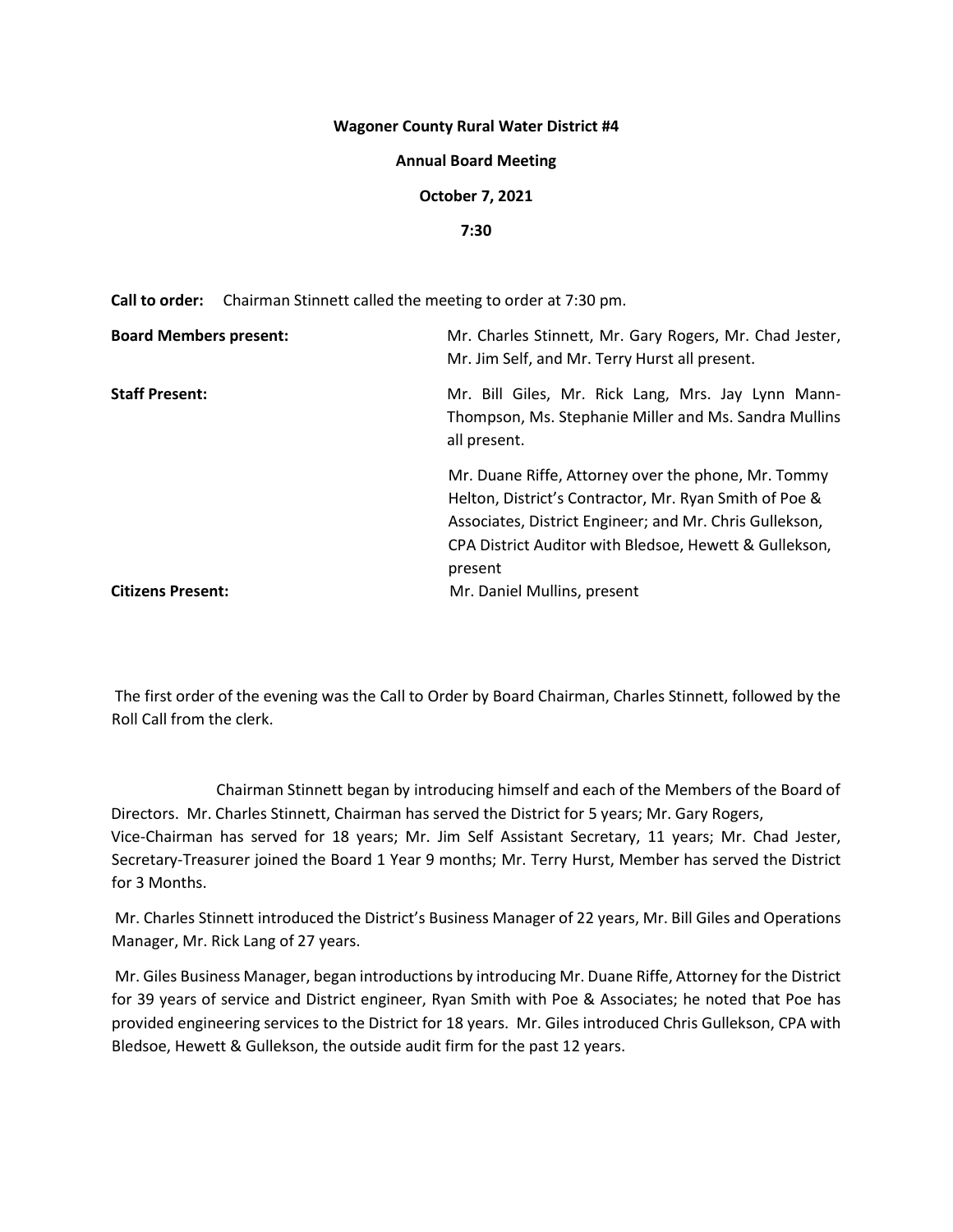**Wagoner County Rural Water District #4**

**Annual Board Meeting**

**October 7, 2021**

**7:30**

**Call to order:** Chairman Stinnett called the meeting to order at 7:30 pm.

**Board Members present:** Mr. Charles Stinnett, Mr. Gary Rogers, Mr. Chad Jester, Mr. Jim Self, and Mr. Terry Hurst all present.

**Staff Present:** Mr. Bill Giles, Mr. Rick Lang, Mrs. Jay Lynn Mann-Thompson, Ms. Stephanie Miller and Ms. Sandra Mullins all present.

Mr. Duane Riffe, Attorney over the phone, Mr. Tommy Helton, District's Contractor, Mr. Ryan Smith of Poe & Associates, District Engineer; and Mr. Chris Gullekson, CPA District Auditor with Bledsoe, Hewett & Gullekson, present

**Citizens Present:** Mr. Daniel Mullins, present

The first order of the evening was the Call to Order by Board Chairman, Charles Stinnett, followed by the Roll Call from the clerk.

Chairman Stinnett began by introducing himself and each of the Members of the Board of Directors. Mr. Charles Stinnett, Chairman has served the District for 5 years; Mr. Gary Rogers, Vice-Chairman has served for 18 years; Mr. Jim Self Assistant Secretary, 11 years; Mr. Chad Jester, Secretary-Treasurer joined the Board 1 Year 9 months; Mr. Terry Hurst, Member has served the District for 3 Months.

Mr. Charles Stinnett introduced the District's Business Manager of 22 years, Mr. Bill Giles and Operations Manager, Mr. Rick Lang of 27 years.

Mr. Giles Business Manager, began introductions by introducing Mr. Duane Riffe, Attorney for the District for 39 years of service and District engineer, Ryan Smith with Poe & Associates; he noted that Poe has provided engineering services to the District for 18 years. Mr. Giles introduced Chris Gullekson, CPA with Bledsoe, Hewett & Gullekson, the outside audit firm for the past 12 years.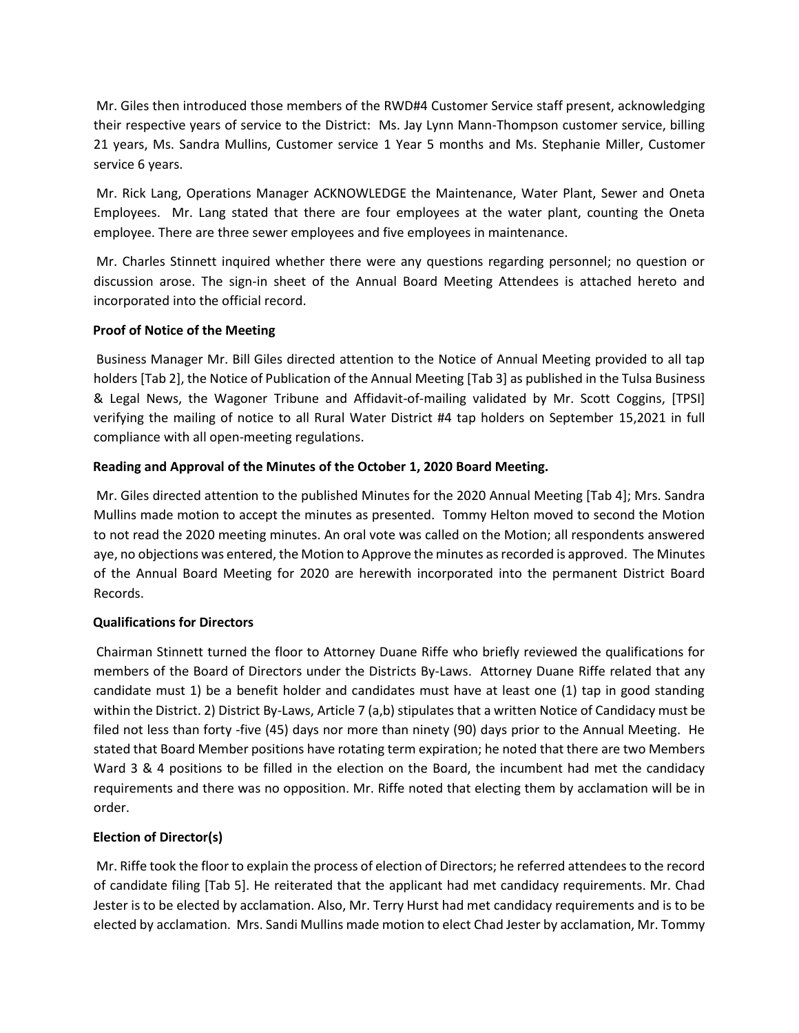Mr. Giles then introduced those members of the RWD#4 Customer Service staff present, acknowledging their respective years of service to the District: Ms. Jay Lynn Mann-Thompson customer service, billing 21 years, Ms. Sandra Mullins, Customer service 1 Year 5 months and Ms. Stephanie Miller, Customer service 6 years.

Mr. Rick Lang, Operations Manager ACKNOWLEDGE the Maintenance, Water Plant, Sewer and Oneta Employees. Mr. Lang stated that there are four employees at the water plant, counting the Oneta employee. There are three sewer employees and five employees in maintenance.

Mr. Charles Stinnett inquired whether there were any questions regarding personnel; no question or discussion arose. The sign-in sheet of the Annual Board Meeting Attendees is attached hereto and incorporated into the official record.

**Proof of Notice of the Meeting**

Business Manager Mr. Bill Giles directed attention to the Notice of Annual Meeting provided to all tap holders [Tab 2], the Notice of Publication of the Annual Meeting [Tab 3] as published in the Tulsa Business & Legal News, the Wagoner Tribune and Affidavit-of-mailing validated by Mr. Scott Coggins, [TPSI] verifying the mailing of notice to all Rural Water District #4 tap holders on September 15,2021 in full compliance with all open-meeting regulations.

**Reading and Approval of the Minutes of the October 1, 2020 Board Meeting.**

Mr. Giles directed attention to the published Minutes for the 2020 Annual Meeting [Tab 4]; Mrs. Sandra Mullins made motion to accept the minutes as presented. Tommy Helton moved to second the Motion to not read the 2020 meeting minutes. An oral vote was called on the Motion; all respondents answered aye, no objections was entered, the Motion to Approve the minutes as recorded is approved. The Minutes of the Annual Board Meeting for 2020 are herewith incorporated into the permanent District Board Records.

**Qualifications for Directors**

Chairman Stinnett turned the floor to Attorney Duane Riffe who briefly reviewed the qualifications for members of the Board of Directors under the Districts By-Laws. Attorney Duane Riffe related that any candidate must 1) be a benefit holder and candidates must have at least one (1) tap in good standing within the District. 2) District By-Laws, Article 7 (a,b) stipulates that a written Notice of Candidacy must be filed not less than forty -five (45) days nor more than ninety (90) days prior to the Annual Meeting. He stated that Board Member positions have rotating term expiration; he noted that there are two Members Ward 3 & 4 positions to be filled in the election on the Board, the incumbent had met the candidacy requirements and there was no opposition. Mr. Riffe noted that electing them by acclamation will be in order.

**Election of Director(s)**

Mr. Riffe took the floor to explain the process of election of Directors; he referred attendees to the record of candidate filing [Tab 5]. He reiterated that the applicant had met candidacy requirements. Mr. Chad Jester is to be elected by acclamation. Also, Mr. Terry Hurst had met candidacy requirements and is to be elected by acclamation. Mrs. Sandi Mullins made motion to elect Chad Jester by acclamation, Mr. Tommy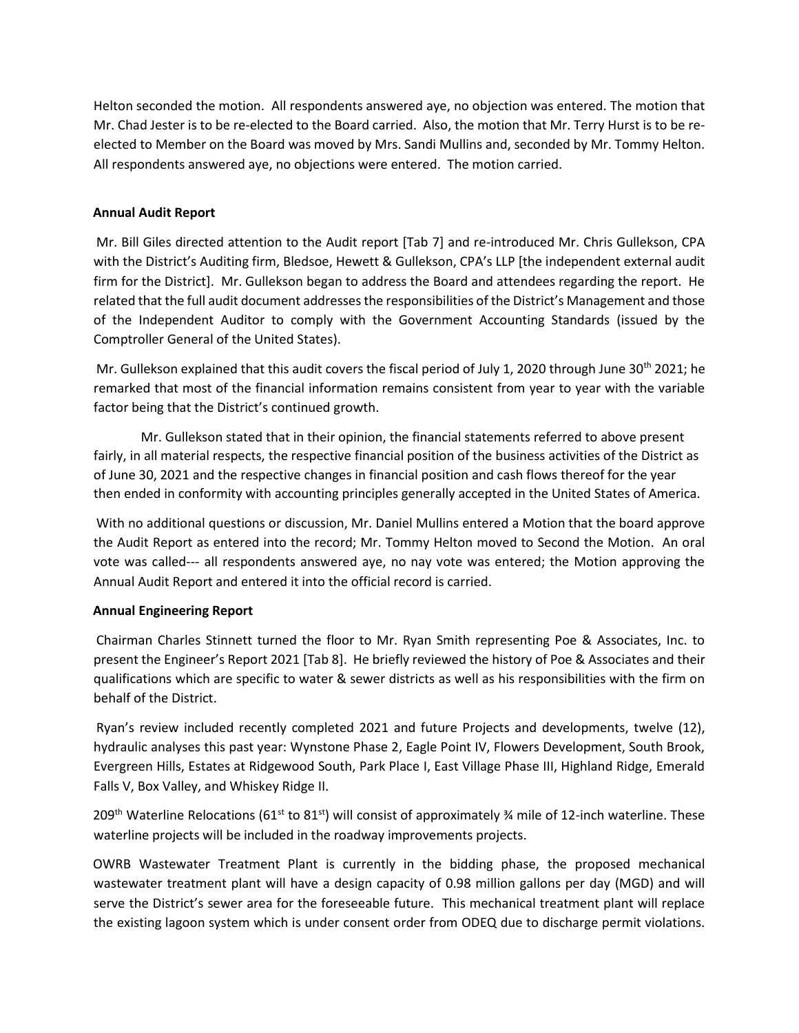Helton seconded the motion. All respondents answered aye, no objection was entered. The motion that Mr. Chad Jester is to be re-elected to the Board carried. Also, the motion that Mr. Terry Hurst is to be re-elected to Member on the Board was moved by Mrs. Sandi Mullins and, seconded by Mr. Tommy Helton. All respondents answered aye, no objections were entered. The motion carried.

**Annual Audit Report**

Mr. Bill Giles directed attention to the Audit report [Tab 7] and re-introduced Mr. Chris Gullekson, CPA with the District's Auditing firm, Bledsoe, Hewett & Gullekson, CPA's LLP [the independent external audit firm for the District]. Mr. Gullekson began to address the Board and attendees regarding the report. He related that the full audit document addresses the responsibilities of the District's Management and those of the Independent Auditor to comply with the Government Accounting Standards (issued by the Comptroller General of the United States).

Mr. Gullekson explained that this audit covers the fiscal period of July 1, 2020 through June 30th 2021; he remarked that most of the financial information remains consistent from year to year with the variable factor being that the District's continued growth.

Mr. Gullekson stated that in their opinion, the financial statements referred to above present fairly, in all material respects, the respective financial position of the business activities of the District as of June 30, 2021 and the respective changes in financial position and cash flows thereof for the year then ended in conformity with accounting principles generally accepted in the United States of America.

With no additional questions or discussion, Mr. Daniel Mullins entered a Motion that the board approve the Audit Report as entered into the record; Mr. Tommy Helton moved to Second the Motion. An oral vote was called--- all respondents answered aye, no nay vote was entered; the Motion approving the Annual Audit Report and entered it into the official record is carried.

**Annual Engineering Report**

Chairman Charles Stinnett turned the floor to Mr. Ryan Smith representing Poe & Associates, Inc. to present the Engineer's Report 2021 [Tab 8]. He briefly reviewed the history of Poe & Associates and their qualifications which are specific to water & sewer districts as well as his responsibilities with the firm on behalf of the District.

Ryan's review included recently completed 2021 and future Projects and developments, twelve (12), hydraulic analyses this past year: Wynstone Phase 2, Eagle Point IV, Flowers Development, South Brook, Evergreen Hills, Estates at Ridgewood South, Park Place I, East Village Phase III, Highland Ridge, Emerald Falls V, Box Valley, and Whiskey Ridge II.

209th Waterline Relocations (61st to 81st) will consist of approximately ¾ mile of 12-inch waterline. These waterline projects will be included in the roadway improvements projects.

OWRB Wastewater Treatment Plant is currently in the bidding phase, the proposed mechanical wastewater treatment plant will have a design capacity of 0.98 million gallons per day (MGD) and will serve the District's sewer area for the foreseeable future. This mechanical treatment plant will replace the existing lagoon system which is under consent order from ODEQ due to discharge permit violations.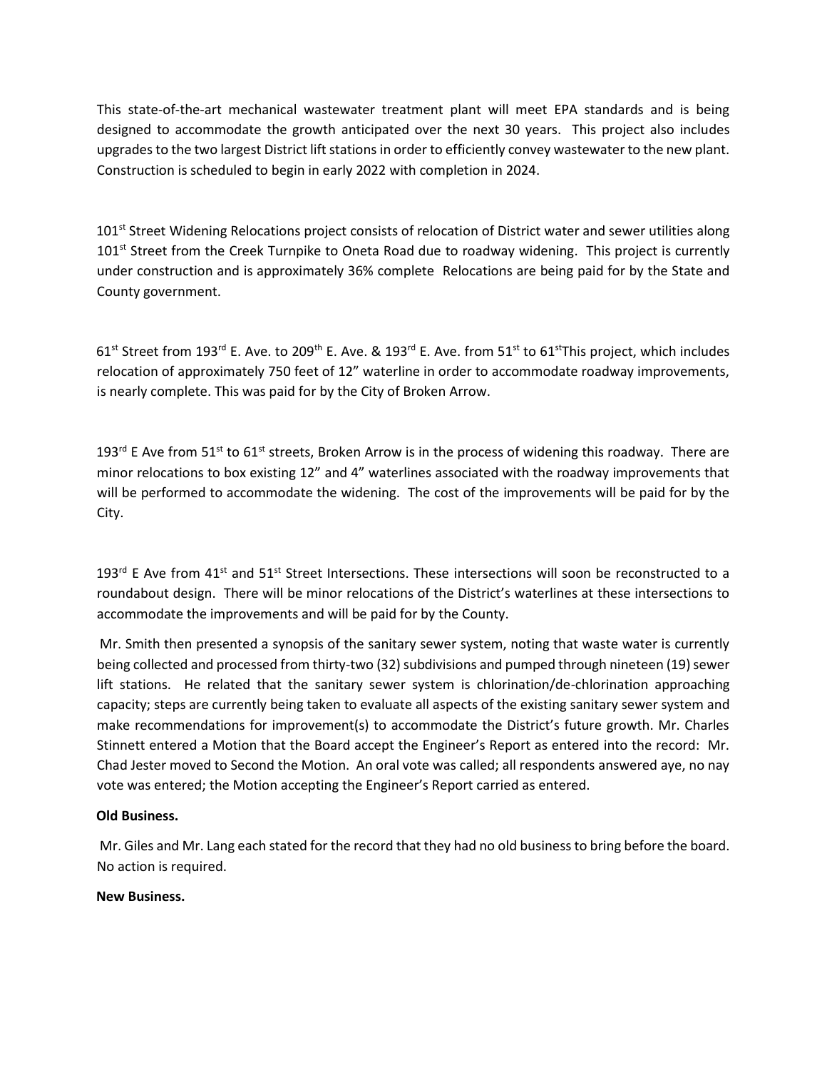This state-of-the-art mechanical wastewater treatment plant will meet EPA standards and is being designed to accommodate the growth anticipated over the next 30 years. This project also includes upgrades to the two largest District lift stations in order to efficiently convey wastewater to the new plant. Construction is scheduled to begin in early 2022 with completion in 2024.

101st Street Widening Relocations project consists of relocation of District water and sewer utilities along 101st Street from the Creek Turnpike to Oneta Road due to roadway widening. This project is currently under construction and is approximately 36% complete Relocations are being paid for by the State and County government.

61st Street from 193rd E. Ave. to 209th E. Ave. & 193rd E. Ave. from 51st to 61stThis project, which includes relocation of approximately 750 feet of 12" waterline in order to accommodate roadway improvements, is nearly complete. This was paid for by the City of Broken Arrow.

193rd E Ave from 51st to 61st streets, Broken Arrow is in the process of widening this roadway. There are minor relocations to box existing 12" and 4" waterlines associated with the roadway improvements that will be performed to accommodate the widening. The cost of the improvements will be paid for by the City.

193rd E Ave from 41st and 51st Street Intersections. These intersections will soon be reconstructed to a roundabout design. There will be minor relocations of the District's waterlines at these intersections to accommodate the improvements and will be paid for by the County.

Mr. Smith then presented a synopsis of the sanitary sewer system, noting that waste water is currently being collected and processed from thirty-two (32) subdivisions and pumped through nineteen (19) sewer lift stations. He related that the sanitary sewer system is chlorination/de-chlorination approaching capacity; steps are currently being taken to evaluate all aspects of the existing sanitary sewer system and make recommendations for improvement(s) to accommodate the District's future growth. Mr. Charles Stinnett entered a Motion that the Board accept the Engineer's Report as entered into the record: Mr. Chad Jester moved to Second the Motion. An oral vote was called; all respondents answered aye, no nay vote was entered; the Motion accepting the Engineer's Report carried as entered.

**Old Business.**

Mr. Giles and Mr. Lang each stated for the record that they had no old business to bring before the board. No action is required.

**New Business.**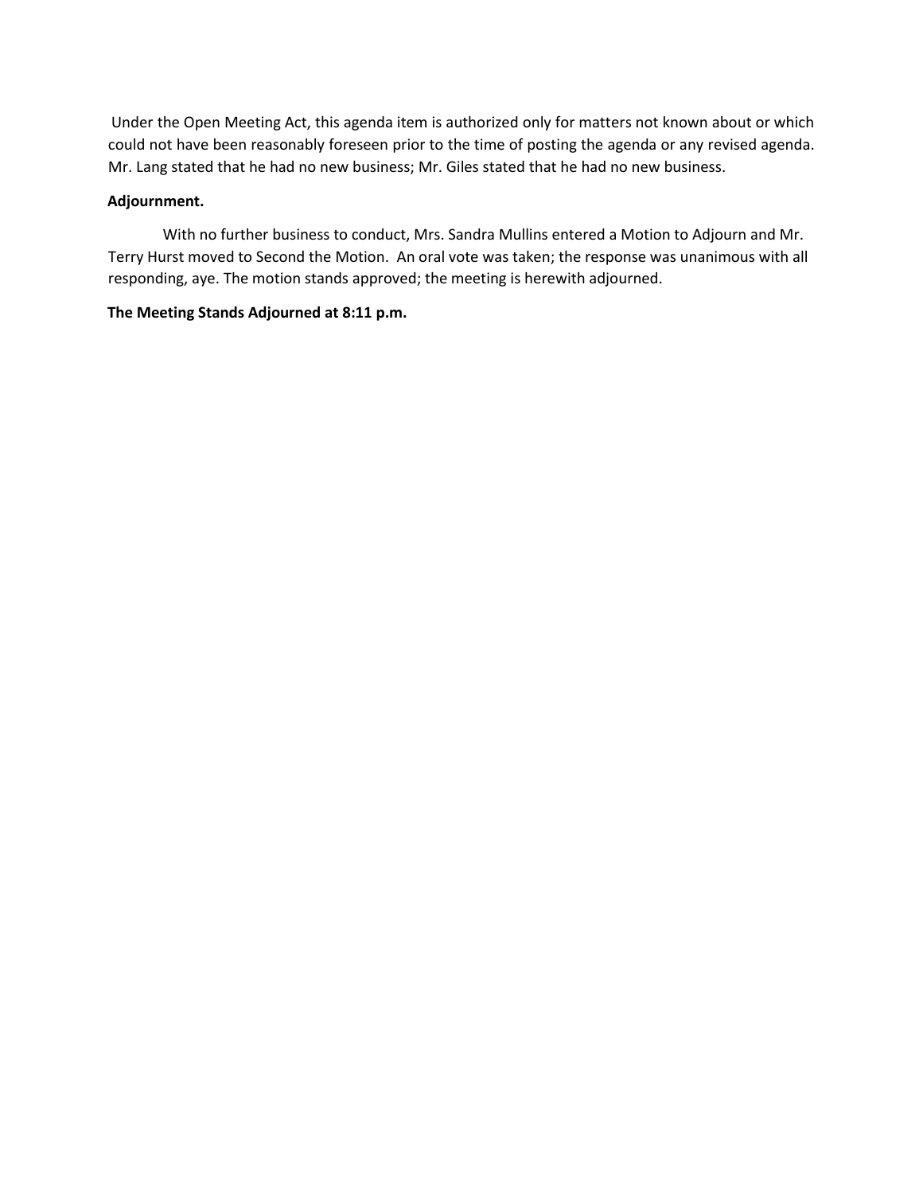Under the Open Meeting Act, this agenda item is authorized only for matters not known about or which could not have been reasonably foreseen prior to the time of posting the agenda or any revised agenda. Mr. Lang stated that he had no new business; Mr. Giles stated that he had no new business.

**Adjournment.**

With no further business to conduct, Mrs. Sandra Mullins entered a Motion to Adjourn and Mr. Terry Hurst moved to Second the Motion. An oral vote was taken; the response was unanimous with all responding, aye. The motion stands approved; the meeting is herewith adjourned.

**The Meeting Stands Adjourned at 8:11 p.m.**